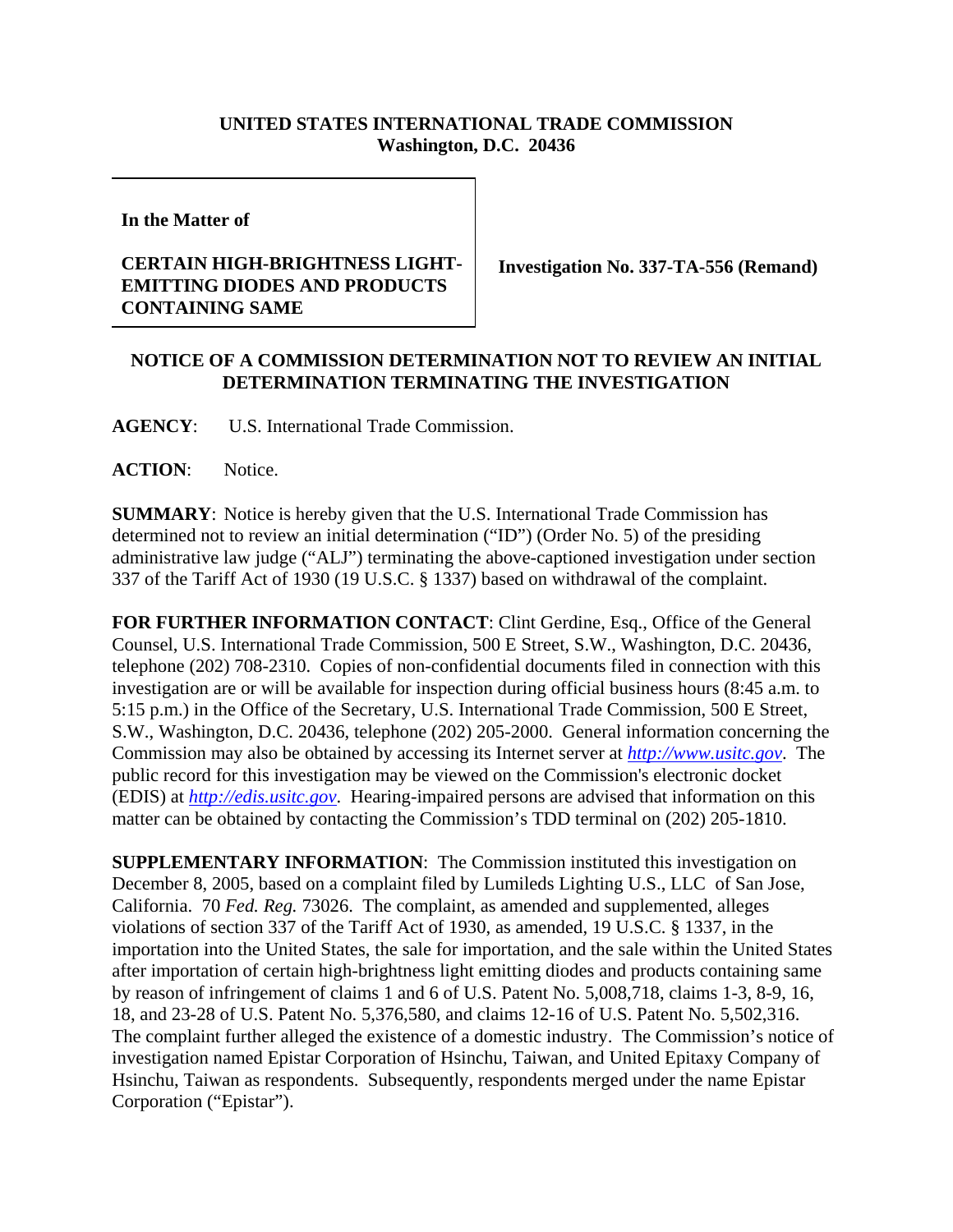**UNITED STATES INTERNATIONAL TRADE COMMISSION**
**Washington, D.C. 20436**

**In the Matter of**

**CERTAIN HIGH-BRIGHTNESS LIGHT-EMITTING DIODES AND PRODUCTS CONTAINING SAME**

**Investigation No. 337-TA-556 (Remand)**

**NOTICE OF A COMMISSION DETERMINATION NOT TO REVIEW AN INITIAL DETERMINATION TERMINATING THE INVESTIGATION**

**AGENCY**: U.S. International Trade Commission.

**ACTION**: Notice.

**SUMMARY**: Notice is hereby given that the U.S. International Trade Commission has determined not to review an initial determination ("ID") (Order No. 5) of the presiding administrative law judge ("ALJ") terminating the above-captioned investigation under section 337 of the Tariff Act of 1930 (19 U.S.C. § 1337) based on withdrawal of the complaint.

**FOR FURTHER INFORMATION CONTACT**: Clint Gerdine, Esq., Office of the General Counsel, U.S. International Trade Commission, 500 E Street, S.W., Washington, D.C. 20436, telephone (202) 708-2310. Copies of non-confidential documents filed in connection with this investigation are or will be available for inspection during official business hours (8:45 a.m. to 5:15 p.m.) in the Office of the Secretary, U.S. International Trade Commission, 500 E Street, S.W., Washington, D.C. 20436, telephone (202) 205-2000. General information concerning the Commission may also be obtained by accessing its Internet server at *http://www.usitc.gov*. The public record for this investigation may be viewed on the Commission's electronic docket (EDIS) at *http://edis.usitc.gov*. Hearing-impaired persons are advised that information on this matter can be obtained by contacting the Commission's TDD terminal on (202) 205-1810.

**SUPPLEMENTARY INFORMATION**: The Commission instituted this investigation on December 8, 2005, based on a complaint filed by Lumileds Lighting U.S., LLC of San Jose, California. 70 *Fed. Reg.* 73026. The complaint, as amended and supplemented, alleges violations of section 337 of the Tariff Act of 1930, as amended, 19 U.S.C. § 1337, in the importation into the United States, the sale for importation, and the sale within the United States after importation of certain high-brightness light emitting diodes and products containing same by reason of infringement of claims 1 and 6 of U.S. Patent No. 5,008,718, claims 1-3, 8-9, 16, 18, and 23-28 of U.S. Patent No. 5,376,580, and claims 12-16 of U.S. Patent No. 5,502,316. The complaint further alleged the existence of a domestic industry. The Commission's notice of investigation named Epistar Corporation of Hsinchu, Taiwan, and United Epitaxy Company of Hsinchu, Taiwan as respondents. Subsequently, respondents merged under the name Epistar Corporation ("Epistar").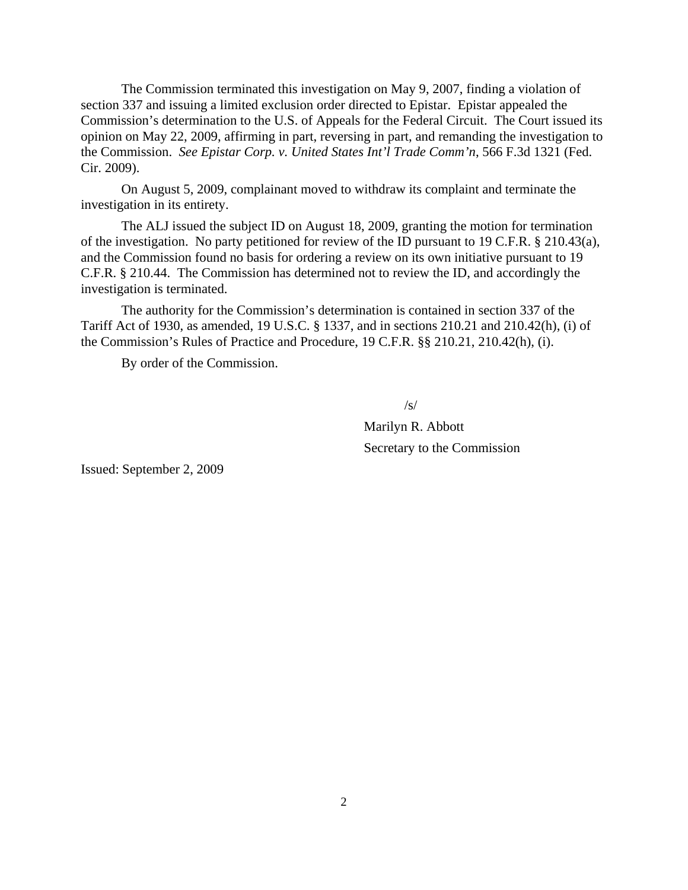The Commission terminated this investigation on May 9, 2007, finding a violation of section 337 and issuing a limited exclusion order directed to Epistar. Epistar appealed the Commission's determination to the U.S. of Appeals for the Federal Circuit. The Court issued its opinion on May 22, 2009, affirming in part, reversing in part, and remanding the investigation to the Commission. *See Epistar Corp. v. United States Int'l Trade Comm'n*, 566 F.3d 1321 (Fed. Cir. 2009).

On August 5, 2009, complainant moved to withdraw its complaint and terminate the investigation in its entirety.

The ALJ issued the subject ID on August 18, 2009, granting the motion for termination of the investigation. No party petitioned for review of the ID pursuant to 19 C.F.R. § 210.43(a), and the Commission found no basis for ordering a review on its own initiative pursuant to 19 C.F.R. § 210.44. The Commission has determined not to review the ID, and accordingly the investigation is terminated.

The authority for the Commission's determination is contained in section 337 of the Tariff Act of 1930, as amended, 19 U.S.C. § 1337, and in sections 210.21 and 210.42(h), (i) of the Commission's Rules of Practice and Procedure, 19 C.F.R. §§ 210.21, 210.42(h), (i).

By order of the Commission.

/s/

Marilyn R. Abbott

Secretary to the Commission

Issued: September 2, 2009